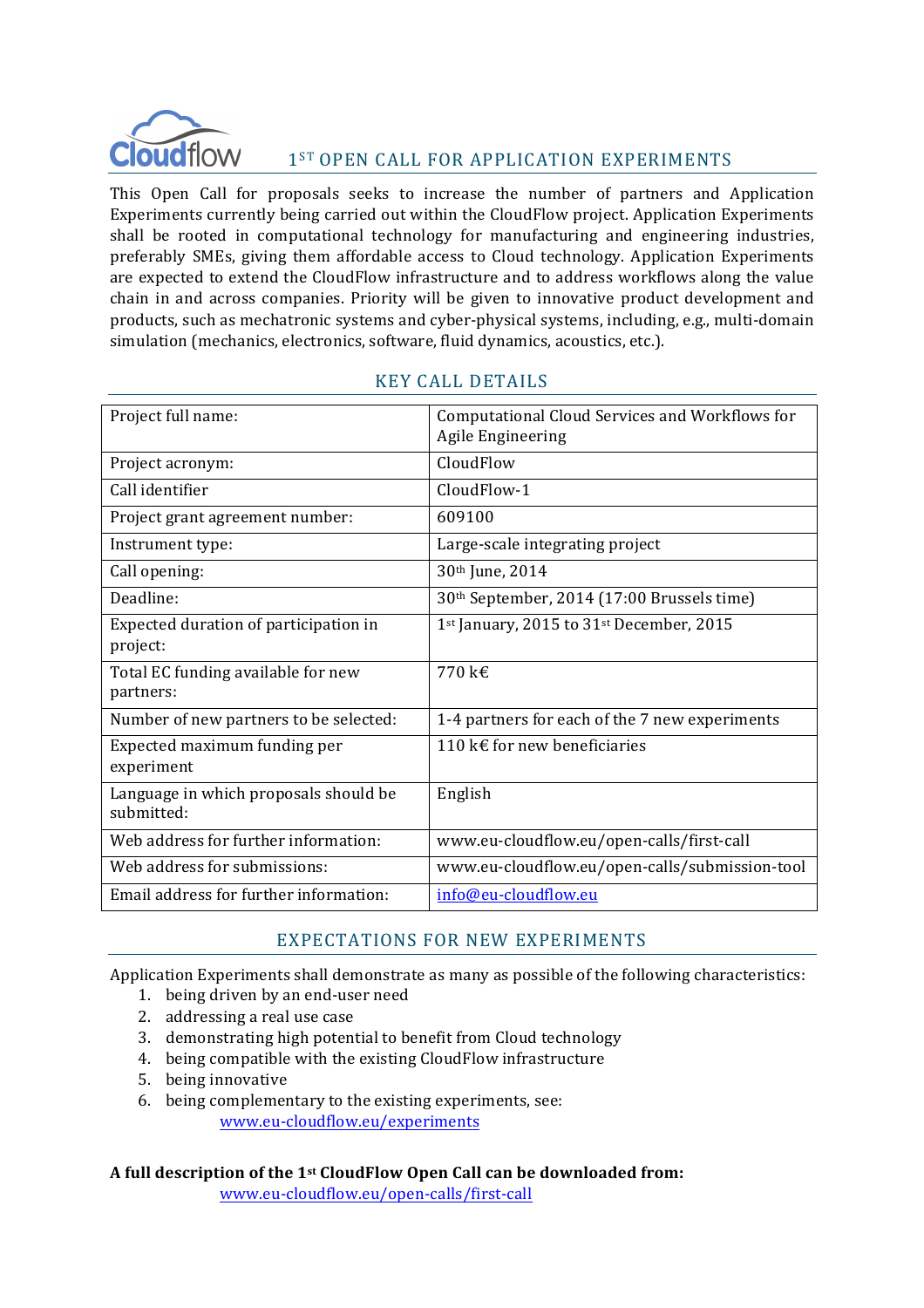# 1ST OPEN CALL FOR APPLICATION EXPERIMENTS

This Open Call for proposals seeks to increase the number of partners and Application Experiments currently being carried out within the CloudFlow project. Application Experiments shall be rooted in computational technology for manufacturing and engineering industries, preferably SMEs, giving them affordable access to Cloud technology. Application Experiments are expected to extend the CloudFlow infrastructure and to address workflows along the value chain in and across companies. Priority will be given to innovative product development and products, such as mechatronic systems and cyber-physical systems, including, e.g., multi-domain simulation (mechanics, electronics, software, fluid dynamics, acoustics, etc.).

## KEY CALL DETAILS

| | |
|---|---|
| Project full name: | Computational Cloud Services and Workflows for Agile Engineering |
| Project acronym: | CloudFlow |
| Call identifier | CloudFlow-1 |
| Project grant agreement number: | 609100 |
| Instrument type: | Large-scale integrating project |
| Call opening: | 30th June, 2014 |
| Deadline: | 30th September, 2014 (17:00 Brussels time) |
| Expected duration of participation in project: | 1st January, 2015 to 31st December, 2015 |
| Total EC funding available for new partners: | 770 k€ |
| Number of new partners to be selected: | 1-4 partners for each of the 7 new experiments |
| Expected maximum funding per experiment | 110 k€ for new beneficiaries |
| Language in which proposals should be submitted: | English |
| Web address for further information: | www.eu-cloudflow.eu/open-calls/first-call |
| Web address for submissions: | www.eu-cloudflow.eu/open-calls/submission-tool |
| Email address for further information: | info@eu-cloudflow.eu |

## EXPECTATIONS FOR NEW EXPERIMENTS

Application Experiments shall demonstrate as many as possible of the following characteristics:

1. being driven by an end-user need
2. addressing a real use case
3. demonstrating high potential to benefit from Cloud technology
4. being compatible with the existing CloudFlow infrastructure
5. being innovative
6. being complementary to the existing experiments, see:
   www.eu-cloudflow.eu/experiments

**A full description of the 1st CloudFlow Open Call can be downloaded from:**
www.eu-cloudflow.eu/open-calls/first-call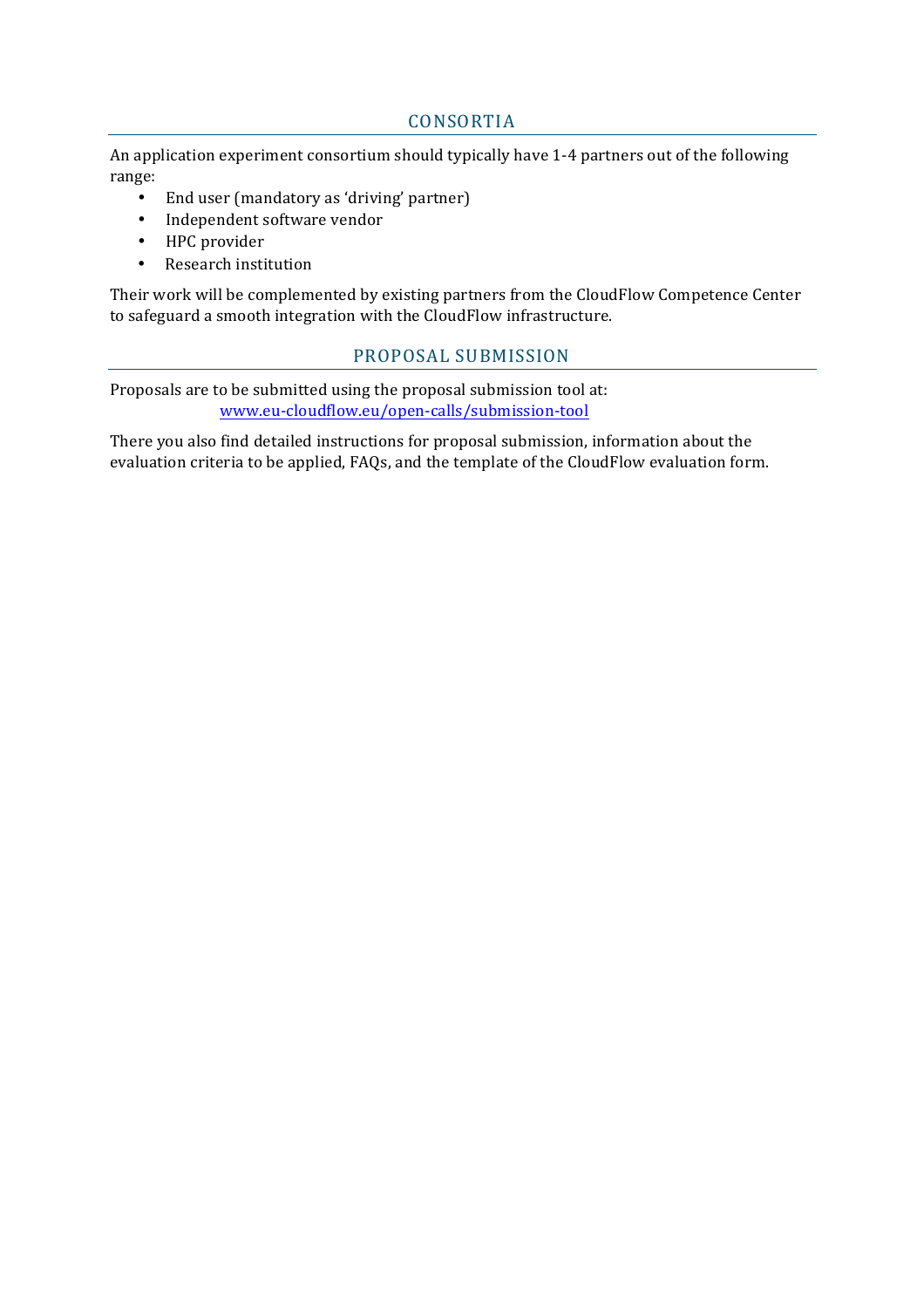## CONSORTIA

An application experiment consortium should typically have 1-4 partners out of the following range:

- End user (mandatory as 'driving' partner)
- Independent software vendor
- HPC provider
- Research institution

Their work will be complemented by existing partners from the CloudFlow Competence Center to safeguard a smooth integration with the CloudFlow infrastructure.

## PROPOSAL SUBMISSION

Proposals are to be submitted using the proposal submission tool at:
[www.eu-cloudflow.eu/open-calls/submission-tool](www.eu-cloudflow.eu/open-calls/submission-tool)

There you also find detailed instructions for proposal submission, information about the evaluation criteria to be applied, FAQs, and the template of the CloudFlow evaluation form.